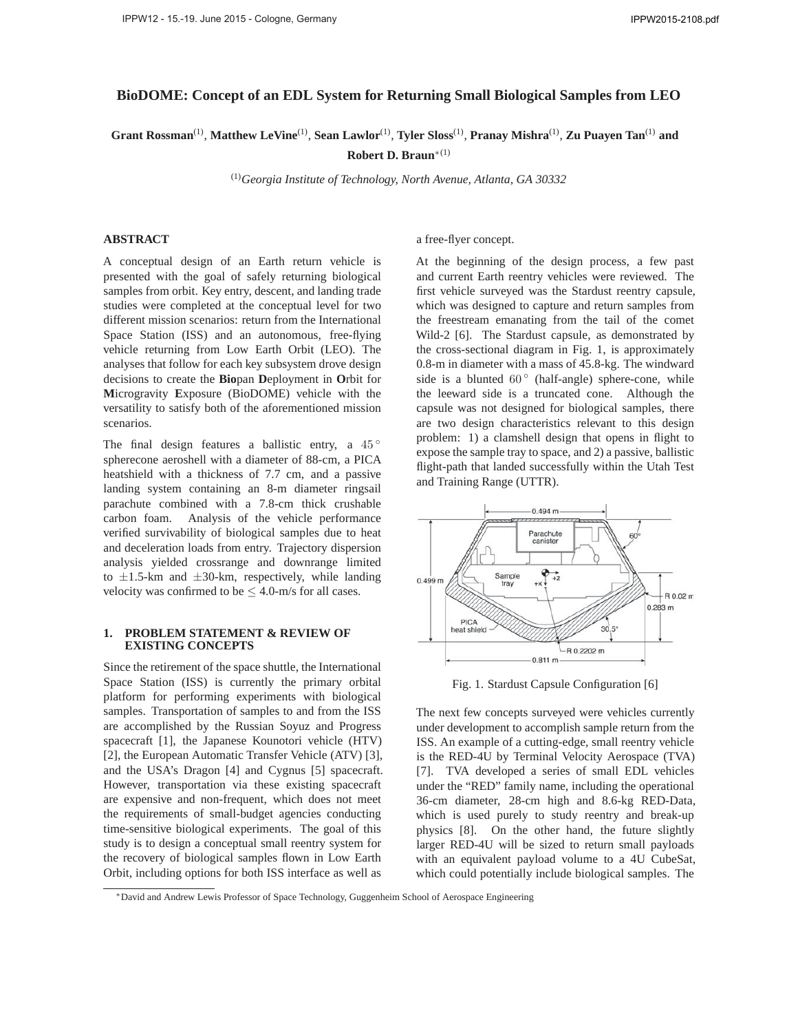# BioDOME: Concept of an EDL System for Returning Small Biological Samples from LEO

**Grant Rossman**(1), **Matthew LeVine**(1), **Sean Lawlor**(1), **Tyler Sloss**(1), **Pranay Mishra**(1), **Zu Puayen Tan**(1) **and Robert D. Braun**∗(1)

(1)*Georgia Institute of Technology, North Avenue, Atlanta, GA 30332*

## ABSTRACT

A conceptual design of an Earth return vehicle is presented with the goal of safely returning biological samples from orbit. Key entry, descent, and landing trade studies were completed at the conceptual level for two different mission scenarios: return from the International Space Station (ISS) and an autonomous, free-flying vehicle returning from Low Earth Orbit (LEO). The analyses that follow for each key subsystem drove design decisions to create the **Bio**pan **D**eployment in **O**rbit for **M**icrogravity **E**xposure (BioDOME) vehicle with the versatility to satisfy both of the aforementioned mission scenarios.

The final design features a ballistic entry, a $45^\circ$ spherecone aeroshell with a diameter of 88-cm, a PICA heatshield with a thickness of 7.7 cm, and a passive landing system containing an 8-m diameter ringsail parachute combined with a 7.8-cm thick crushable carbon foam. Analysis of the vehicle performance verified survivability of biological samples due to heat and deceleration loads from entry. Trajectory dispersion analysis yielded crossrange and downrange limited to $\pm$1.5-km and $\pm$30-km, respectively, while landing velocity was confirmed to be $\leq$ 4.0-m/s for all cases.

## 1. PROBLEM STATEMENT & REVIEW OF EXISTING CONCEPTS

Since the retirement of the space shuttle, the International Space Station (ISS) is currently the primary orbital platform for performing experiments with biological samples. Transportation of samples to and from the ISS are accomplished by the Russian Soyuz and Progress spacecraft [1], the Japanese Kounotori vehicle (HTV) [2], the European Automatic Transfer Vehicle (ATV) [3], and the USA's Dragon [4] and Cygnus [5] spacecraft. However, transportation via these existing spacecraft are expensive and non-frequent, which does not meet the requirements of small-budget agencies conducting time-sensitive biological experiments. The goal of this study is to design a conceptual small reentry system for the recovery of biological samples flown in Low Earth Orbit, including options for both ISS interface as well as a free-flyer concept.

At the beginning of the design process, a few past and current Earth reentry vehicles were reviewed. The first vehicle surveyed was the Stardust reentry capsule, which was designed to capture and return samples from the freestream emanating from the tail of the comet Wild-2 [6]. The Stardust capsule, as demonstrated by the cross-sectional diagram in Fig. 1, is approximately 0.8-m in diameter with a mass of 45.8-kg. The windward side is a blunted $60^\circ$ (half-angle) sphere-cone, while the leeward side is a truncated cone. Although the capsule was not designed for biological samples, there are two design characteristics relevant to this design problem: 1) a clamshell design that opens in flight to expose the sample tray to space, and 2) a passive, ballistic flight-path that landed successfully within the Utah Test and Training Range (UTTR).

Fig. 1. Stardust Capsule Configuration [6]

The next few concepts surveyed were vehicles currently under development to accomplish sample return from the ISS. An example of a cutting-edge, small reentry vehicle is the RED-4U by Terminal Velocity Aerospace (TVA) [7]. TVA developed a series of small EDL vehicles under the "RED" family name, including the operational 36-cm diameter, 28-cm high and 8.6-kg RED-Data, which is used purely to study reentry and break-up physics [8]. On the other hand, the future slightly larger RED-4U will be sized to return small payloads with an equivalent payload volume to a 4U CubeSat, which could potentially include biological samples. The

∗David and Andrew Lewis Professor of Space Technology, Guggenheim School of Aerospace Engineering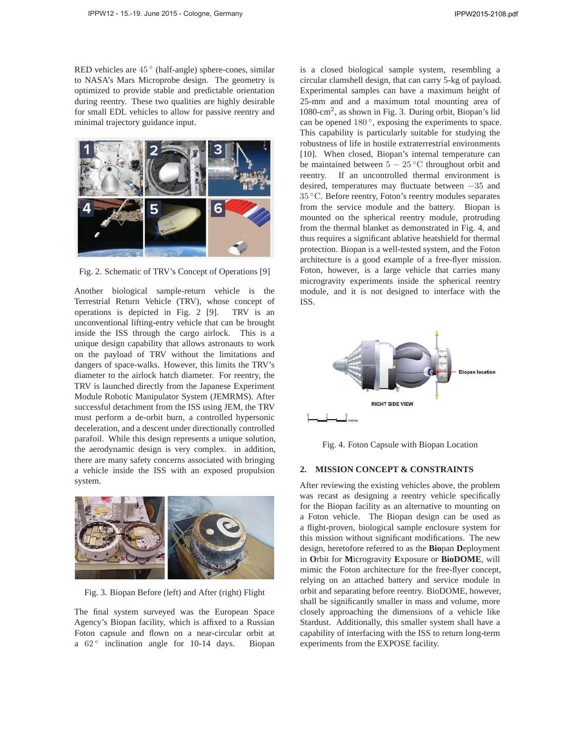RED vehicles are $45^\circ$ (half-angle) sphere-cones, similar to NASA's Mars Microprobe design. The geometry is optimized to provide stable and predictable orientation during reentry. These two qualities are highly desirable for small EDL vehicles to allow for passive reentry and minimal trajectory guidance input.

Fig. 2. Schematic of TRV's Concept of Operations [9]

Another biological sample-return vehicle is the Terrestrial Return Vehicle (TRV), whose concept of operations is depicted in Fig. 2 [9]. TRV is an unconventional lifting-entry vehicle that can be brought inside the ISS through the cargo airlock. This is a unique design capability that allows astronauts to work on the payload of TRV without the limitations and dangers of space-walks. However, this limits the TRV's diameter to the airlock hatch diameter. For reentry, the TRV is launched directly from the Japanese Experiment Module Robotic Manipulator System (JEMRMS). After successful detachment from the ISS using JEM, the TRV must perform a de-orbit burn, a controlled hypersonic deceleration, and a descent under directionally controlled parafoil. While this design represents a unique solution, the aerodynamic design is very complex. in addition, there are many safety concerns associated with bringing a vehicle inside the ISS with an exposed propulsion system.

Fig. 3. Biopan Before (left) and After (right) Flight

The final system surveyed was the European Space Agency's Biopan facility, which is affixed to a Russian Foton capsule and flown on a near-circular orbit at a $62^\circ$ inclination angle for 10-14 days. Biopan is a closed biological sample system, resembling a circular clamshell design, that can carry 5-kg of payload. Experimental samples can have a maximum height of 25-mm and and a maximum total mounting area of 1080-cm$^2$, as shown in Fig. 3. During orbit, Biopan's lid can be opened $180^\circ$, exposing the experiments to space. This capability is particularly suitable for studying the robustness of life in hostile extraterrestrial environments [10]. When closed, Biopan's internal temperature can be maintained between $5-25\,^\circ\mathrm{C}$ throughout orbit and reentry. If an uncontrolled thermal environment is desired, temperatures may fluctuate between $-35$ and $35\,^\circ\mathrm{C}$. Before reentry, Foton's reentry modules separates from the service module and the battery. Biopan is mounted on the spherical reentry module, protruding from the thermal blanket as demonstrated in Fig. 4, and thus requires a significant ablative heatshield for thermal protection. Biopan is a well-tested system, and the Foton architecture is a good example of a free-flyer mission. Foton, however, is a large vehicle that carries many microgravity experiments inside the spherical reentry module, and it is not designed to interface with the ISS.

Fig. 4. Foton Capsule with Biopan Location

## 2. MISSION CONCEPT & CONSTRAINTS

After reviewing the existing vehicles above, the problem was recast as designing a reentry vehicle specifically for the Biopan facility as an alternative to mounting on a Foton vehicle. The Biopan design can be used as a flight-proven, biological sample enclosure system for this mission without significant modifications. The new design, heretofore referred to as the **Bio**pan **D**eployment in **O**rbit for **M**icrogravity **E**xposure or **BioDOME**, will mimic the Foton architecture for the free-flyer concept, relying on an attached battery and service module in orbit and separating before reentry. BioDOME, however, shall be significantly smaller in mass and volume, more closely approaching the dimensions of a vehicle like Stardust. Additionally, this smaller system shall have a capability of interfacing with the ISS to return long-term experiments from the EXPOSE facility.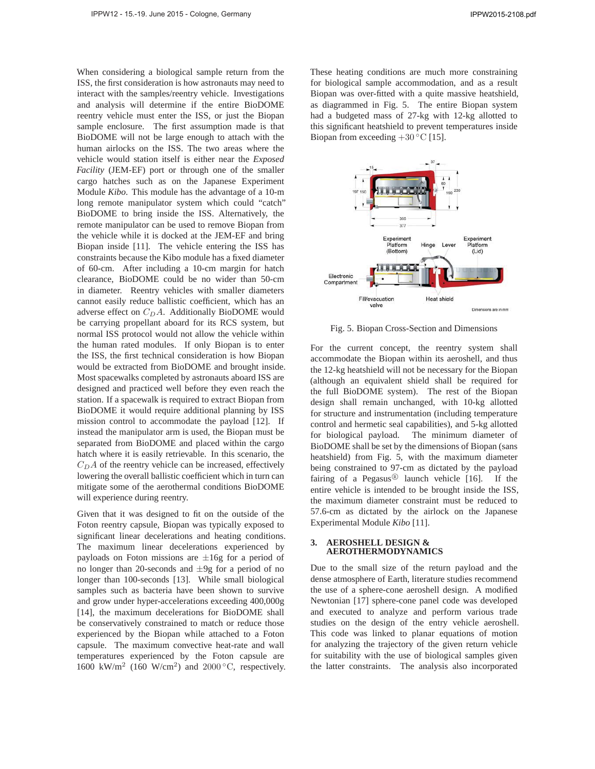When considering a biological sample return from the ISS, the first consideration is how astronauts may need to interact with the samples/reentry vehicle. Investigations and analysis will determine if the entire BioDOME reentry vehicle must enter the ISS, or just the Biopan sample enclosure. The first assumption made is that BioDOME will not be large enough to attach with the human airlocks on the ISS. The two areas where the vehicle would station itself is either near the *Exposed Facility* (JEM-EF) port or through one of the smaller cargo hatches such as on the Japanese Experiment Module *Kibo*. This module has the advantage of a 10-m long remote manipulator system which could "catch" BioDOME to bring inside the ISS. Alternatively, the remote manipulator can be used to remove Biopan from the vehicle while it is docked at the JEM-EF and bring Biopan inside [11]. The vehicle entering the ISS has constraints because the Kibo module has a fixed diameter of 60-cm. After including a 10-cm margin for hatch clearance, BioDOME could be no wider than 50-cm in diameter. Reentry vehicles with smaller diameters cannot easily reduce ballistic coefficient, which has an adverse effect on $C_D A$. Additionally BioDOME would be carrying propellant aboard for its RCS system, but normal ISS protocol would not allow the vehicle within the human rated modules. If only Biopan is to enter the ISS, the first technical consideration is how Biopan would be extracted from BioDOME and brought inside. Most spacewalks completed by astronauts aboard ISS are designed and practiced well before they even reach the station. If a spacewalk is required to extract Biopan from BioDOME it would require additional planning by ISS mission control to accommodate the payload [12]. If instead the manipulator arm is used, the Biopan must be separated from BioDOME and placed within the cargo hatch where it is easily retrievable. In this scenario, the $C_D A$ of the reentry vehicle can be increased, effectively lowering the overall ballistic coefficient which in turn can mitigate some of the aerothermal conditions BioDOME will experience during reentry.

Given that it was designed to fit on the outside of the Foton reentry capsule, Biopan was typically exposed to significant linear decelerations and heating conditions. The maximum linear decelerations experienced by payloads on Foton missions are $\pm 16$g for a period of no longer than 20-seconds and $\pm 9$g for a period of no longer than 100-seconds [13]. While small biological samples such as bacteria have been shown to survive and grow under hyper-accelerations exceeding 400,000g [14], the maximum decelerations for BioDOME shall be conservatively constrained to match or reduce those experienced by the Biopan while attached to a Foton capsule. The maximum convective heat-rate and wall temperatures experienced by the Foton capsule are 1600 kW/m$^2$ (160 W/cm$^2$) and $2000\,^{\circ}$C, respectively. These heating conditions are much more constraining for biological sample accommodation, and as a result Biopan was over-fitted with a quite massive heatshield, as diagrammed in Fig. 5. The entire Biopan system had a budgeted mass of 27-kg with 12-kg allotted to this significant heatshield to prevent temperatures inside Biopan from exceeding $+30\,^{\circ}$C [15].

Fig. 5. Biopan Cross-Section and Dimensions

For the current concept, the reentry system shall accommodate the Biopan within its aeroshell, and thus the 12-kg heatshield will not be necessary for the Biopan (although an equivalent shield shall be required for the full BioDOME system). The rest of the Biopan design shall remain unchanged, with 10-kg allotted for structure and instrumentation (including temperature control and hermetic seal capabilities), and 5-kg allotted for biological payload. The minimum diameter of BioDOME shall be set by the dimensions of Biopan (sans heatshield) from Fig. 5, with the maximum diameter being constrained to 97-cm as dictated by the payload fairing of a Pegasus® launch vehicle [16]. If the entire vehicle is intended to be brought inside the ISS, the maximum diameter constraint must be reduced to 57.6-cm as dictated by the airlock on the Japanese Experimental Module *Kibo* [11].

## 3. AEROSHELL DESIGN & AEROTHERMODYNAMICS

Due to the small size of the return payload and the dense atmosphere of Earth, literature studies recommend the use of a sphere-cone aeroshell design. A modified Newtonian [17] sphere-cone panel code was developed and executed to analyze and perform various trade studies on the design of the entry vehicle aeroshell. This code was linked to planar equations of motion for analyzing the trajectory of the given return vehicle for suitability with the use of biological samples given the latter constraints. The analysis also incorporated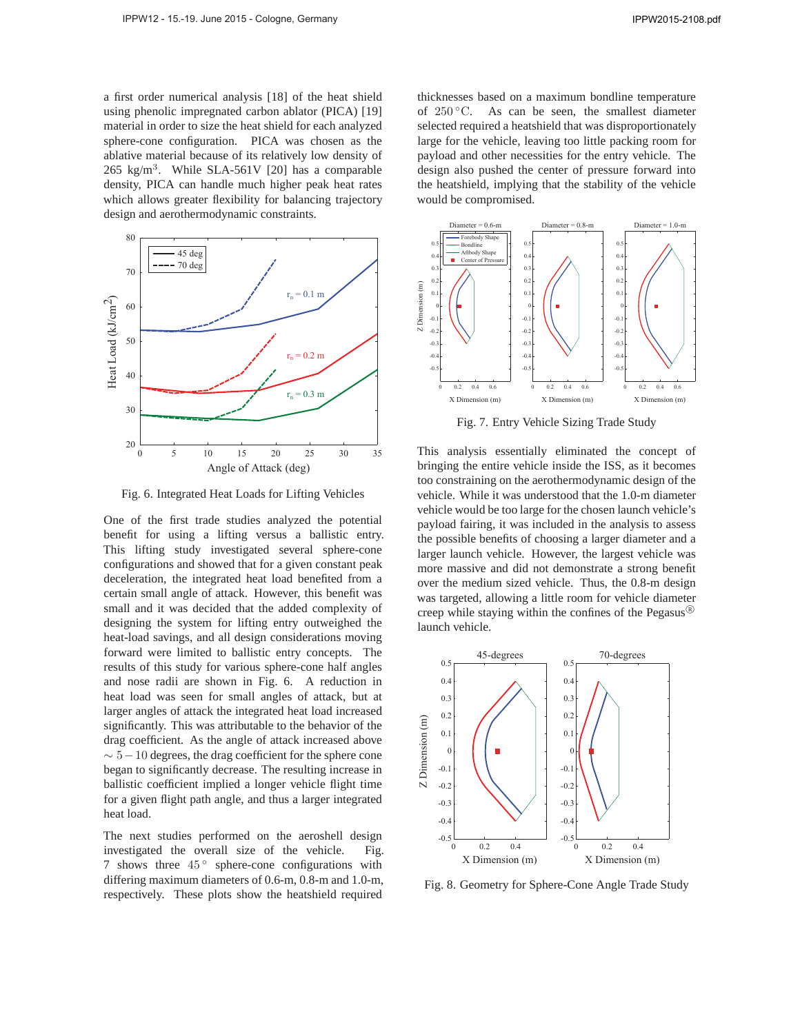a first order numerical analysis [18] of the heat shield using phenolic impregnated carbon ablator (PICA) [19] material in order to size the heat shield for each analyzed sphere-cone configuration. PICA was chosen as the ablative material because of its relatively low density of 265 $kg/m^3$. While SLA-561V [20] has a comparable density, PICA can handle much higher peak heat rates which allows greater flexibility for balancing trajectory design and aerothermodynamic constraints.

Fig. 6. Integrated Heat Loads for Lifting Vehicles

One of the first trade studies analyzed the potential benefit for using a lifting versus a ballistic entry. This lifting study investigated several sphere-cone configurations and showed that for a given constant peak deceleration, the integrated heat load benefited from a certain small angle of attack. However, this benefit was small and it was decided that the added complexity of designing the system for lifting entry outweighed the heat-load savings, and all design considerations moving forward were limited to ballistic entry concepts. The results of this study for various sphere-cone half angles and nose radii are shown in Fig. 6. A reduction in heat load was seen for small angles of attack, but at larger angles of attack the integrated heat load increased significantly. This was attributable to the behavior of the drag coefficient. As the angle of attack increased above $\sim 5-10$ degrees, the drag coefficient for the sphere cone began to significantly decrease. The resulting increase in ballistic coefficient implied a longer vehicle flight time for a given flight path angle, and thus a larger integrated heat load.

The next studies performed on the aeroshell design investigated the overall size of the vehicle. Fig. 7 shows three $45^\circ$ sphere-cone configurations with differing maximum diameters of 0.6-m, 0.8-m and 1.0-m, respectively. These plots show the heatshield required thicknesses based on a maximum bondline temperature of $250^\circ$C. As can be seen, the smallest diameter selected required a heatshield that was disproportionately large for the vehicle, leaving too little packing room for payload and other necessities for the entry vehicle. The design also pushed the center of pressure forward into the heatshield, implying that the stability of the vehicle would be compromised.

Fig. 7. Entry Vehicle Sizing Trade Study

This analysis essentially eliminated the concept of bringing the entire vehicle inside the ISS, as it becomes too constraining on the aerothermodynamic design of the vehicle. While it was understood that the 1.0-m diameter vehicle would be too large for the chosen launch vehicle's payload fairing, it was included in the analysis to assess the possible benefits of choosing a larger diameter and a larger launch vehicle. However, the largest vehicle was more massive and did not demonstrate a strong benefit over the medium sized vehicle. Thus, the 0.8-m design was targeted, allowing a little room for vehicle diameter creep while staying within the confines of the Pegasus® launch vehicle.

Fig. 8. Geometry for Sphere-Cone Angle Trade Study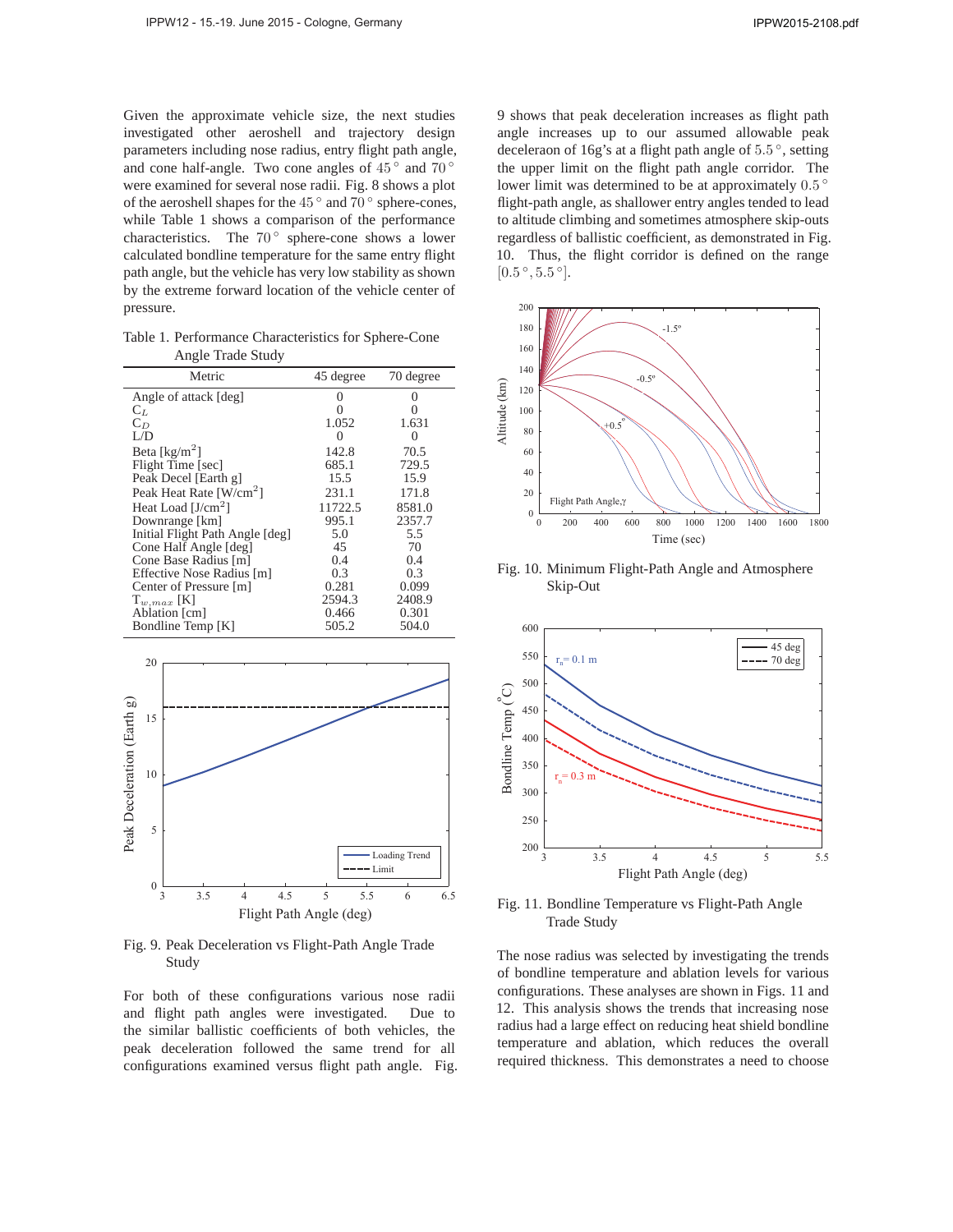Given the approximate vehicle size, the next studies investigated other aeroshell and trajectory design parameters including nose radius, entry flight path angle, and cone half-angle. Two cone angles of $45^\circ$ and $70^\circ$ were examined for several nose radii. Fig. 8 shows a plot of the aeroshell shapes for the $45^\circ$ and $70^\circ$ sphere-cones, while Table 1 shows a comparison of the performance characteristics. The $70^\circ$ sphere-cone shows a lower calculated bondline temperature for the same entry flight path angle, but the vehicle has very low stability as shown by the extreme forward location of the vehicle center of pressure.

Table 1. Performance Characteristics for Sphere-Cone Angle Trade Study

| Metric | 45 degree | 70 degree |
|---|---|---|
| Angle of attack [deg] | 0 | 0 |
| $C_L$ | 0 | 0 |
| $C_D$ | 1.052 | 1.631 |
| L/D | 0 | 0 |
| Beta [kg/m$^2$] | 142.8 | 70.5 |
| Flight Time [sec] | 685.1 | 729.5 |
| Peak Decel [Earth g] | 15.5 | 15.9 |
| Peak Heat Rate [W/cm$^2$] | 231.1 | 171.8 |
| Heat Load [J/cm$^2$] | 11722.5 | 8581.0 |
| Downrange [km] | 995.1 | 2357.7 |
| Initial Flight Path Angle [deg] | 5.0 | 5.5 |
| Cone Half Angle [deg] | 45 | 70 |
| Cone Base Radius [m] | 0.4 | 0.4 |
| Effective Nose Radius [m] | 0.3 | 0.3 |
| Center of Pressure [m] | 0.281 | 0.099 |
| $T_{w,max}$ [K] | 2594.3 | 2408.9 |
| Ablation [cm] | 0.466 | 0.301 |
| Bondline Temp [K] | 505.2 | 504.0 |

Fig. 9. Peak Deceleration vs Flight-Path Angle Trade Study

For both of these configurations various nose radii and flight path angles were investigated. Due to the similar ballistic coefficients of both vehicles, the peak deceleration followed the same trend for all configurations examined versus flight path angle. Fig. 9 shows that peak deceleration increases as flight path angle increases up to our assumed allowable peak deceleraon of 16g's at a flight path angle of $5.5^\circ$, setting the upper limit on the flight path angle corridor. The lower limit was determined to be at approximately $0.5^\circ$ flight-path angle, as shallower entry angles tended to lead to altitude climbing and sometimes atmosphere skip-outs regardless of ballistic coefficient, as demonstrated in Fig. 10. Thus, the flight corridor is defined on the range $[0.5^\circ, 5.5^\circ]$.

Fig. 10. Minimum Flight-Path Angle and Atmosphere Skip-Out

Fig. 11. Bondline Temperature vs Flight-Path Angle Trade Study

The nose radius was selected by investigating the trends of bondline temperature and ablation levels for various configurations. These analyses are shown in Figs. 11 and 12. This analysis shows the trends that increasing nose radius had a large effect on reducing heat shield bondline temperature and ablation, which reduces the overall required thickness. This demonstrates a need to choose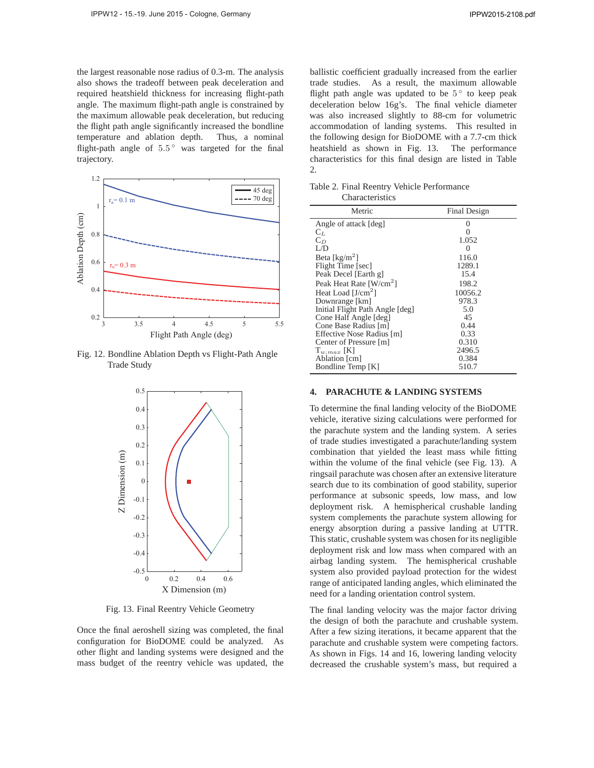the largest reasonable nose radius of 0.3-m. The analysis also shows the tradeoff between peak deceleration and required heatshield thickness for increasing flight-path angle. The maximum flight-path angle is constrained by the maximum allowable peak deceleration, but reducing the flight path angle significantly increased the bondline temperature and ablation depth. Thus, a nominal flight-path angle of $5.5^\circ$ was targeted for the final trajectory.

Fig. 12. Bondline Ablation Depth vs Flight-Path Angle Trade Study

Fig. 13. Final Reentry Vehicle Geometry

Once the final aeroshell sizing was completed, the final configuration for BioDOME could be analyzed. As other flight and landing systems were designed and the mass budget of the reentry vehicle was updated, the ballistic coefficient gradually increased from the earlier trade studies. As a result, the maximum allowable flight path angle was updated to be $5^\circ$ to keep peak deceleration below 16g's. The final vehicle diameter was also increased slightly to 88-cm for volumetric accommodation of landing systems. This resulted in the following design for BioDOME with a 7.7-cm thick heatshield as shown in Fig. 13. The performance characteristics for this final design are listed in Table 2.

Table 2. Final Reentry Vehicle Performance Characteristics

| Metric | Final Design |
|---|---|
| Angle of attack [deg] | 0 |
| $C_L$ | 0 |
| $C_D$ | 1.052 |
| L/D | 0 |
| Beta [kg/m$^2$] | 116.0 |
| Flight Time [sec] | 1289.1 |
| Peak Decel [Earth g] | 15.4 |
| Peak Heat Rate [W/cm$^2$] | 198.2 |
| Heat Load [J/cm$^2$] | 10056.2 |
| Downrange [km] | 978.3 |
| Initial Flight Path Angle [deg] | 5.0 |
| Cone Half Angle [deg] | 45 |
| Cone Base Radius [m] | 0.44 |
| Effective Nose Radius [m] | 0.33 |
| Center of Pressure [m] | 0.310 |
| $T_{w,max}$ [K] | 2496.5 |
| Ablation [cm] | 0.384 |
| Bondline Temp [K] | 510.7 |

## 4. PARACHUTE & LANDING SYSTEMS

To determine the final landing velocity of the BioDOME vehicle, iterative sizing calculations were performed for the parachute system and the landing system. A series of trade studies investigated a parachute/landing system combination that yielded the least mass while fitting within the volume of the final vehicle (see Fig. 13). A ringsail parachute was chosen after an extensive literature search due to its combination of good stability, superior performance at subsonic speeds, low mass, and low deployment risk. A hemispherical crushable landing system complements the parachute system allowing for energy absorption during a passive landing at UTTR. This static, crushable system was chosen for its negligible deployment risk and low mass when compared with an airbag landing system. The hemispherical crushable system also provided payload protection for the widest range of anticipated landing angles, which eliminated the need for a landing orientation control system.

The final landing velocity was the major factor driving the design of both the parachute and crushable system. After a few sizing iterations, it became apparent that the parachute and crushable system were competing factors. As shown in Figs. 14 and 16, lowering landing velocity decreased the crushable system's mass, but required a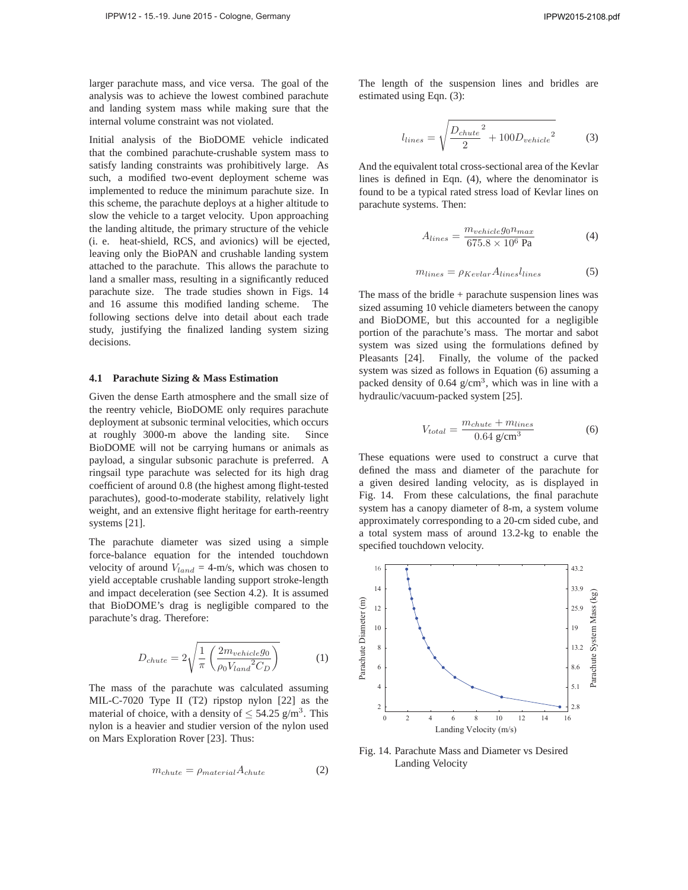larger parachute mass, and vice versa. The goal of the analysis was to achieve the lowest combined parachute and landing system mass while making sure that the internal volume constraint was not violated.

Initial analysis of the BioDOME vehicle indicated that the combined parachute-crushable system mass to satisfy landing constraints was prohibitively large. As such, a modified two-event deployment scheme was implemented to reduce the minimum parachute size. In this scheme, the parachute deploys at a higher altitude to slow the vehicle to a target velocity. Upon approaching the landing altitude, the primary structure of the vehicle (i. e. heat-shield, RCS, and avionics) will be ejected, leaving only the BioPAN and crushable landing system attached to the parachute. This allows the parachute to land a smaller mass, resulting in a significantly reduced parachute size. The trade studies shown in Figs. 14 and 16 assume this modified landing scheme. The following sections delve into detail about each trade study, justifying the finalized landing system sizing decisions.

### 4.1 Parachute Sizing & Mass Estimation

Given the dense Earth atmosphere and the small size of the reentry vehicle, BioDOME only requires parachute deployment at subsonic terminal velocities, which occurs at roughly 3000-m above the landing site. Since BioDOME will not be carrying humans or animals as payload, a singular subsonic parachute is preferred. A ringsail type parachute was selected for its high drag coefficient of around 0.8 (the highest among flight-tested parachutes), good-to-moderate stability, relatively light weight, and an extensive flight heritage for earth-reentry systems [21].

The parachute diameter was sized using a simple force-balance equation for the intended touchdown velocity of around $V_{land}$ = 4-m/s, which was chosen to yield acceptable crushable landing support stroke-length and impact deceleration (see Section 4.2). It is assumed that BioDOME's drag is negligible compared to the parachute's drag. Therefore:

$$D_{chute} = 2\sqrt{\frac{1}{\pi}\left(\frac{2m_{vehicle}g_0}{\rho_0 {V_{land}}^2 C_D}\right)} \quad (1)$$

The mass of the parachute was calculated assuming MIL-C-7020 Type II (T2) ripstop nylon [22] as the material of choice, with a density of $\leq$ 54.25 g/m$^3$. This nylon is a heavier and studier version of the nylon used on Mars Exploration Rover [23]. Thus:

$$m_{chute} = \rho_{material} A_{chute} \quad (2)$$

The length of the suspension lines and bridles are estimated using Eqn. (3):

$$l_{lines} = \sqrt{\frac{{D_{chute}}^2}{2} + 100{D_{vehicle}}^2} \quad (3)$$

And the equivalent total cross-sectional area of the Kevlar lines is defined in Eqn. (4), where the denominator is found to be a typical rated stress load of Kevlar lines on parachute systems. Then:

$$A_{lines} = \frac{m_{vehicle} g_0 n_{max}}{675.8 \times 10^6 \text{ Pa}} \quad (4)$$

$$m_{lines} = \rho_{Kevlar} A_{lines} l_{lines} \quad (5)$$

The mass of the bridle + parachute suspension lines was sized assuming 10 vehicle diameters between the canopy and BioDOME, but this accounted for a negligible portion of the parachute's mass. The mortar and sabot system was sized using the formulations defined by Pleasants [24]. Finally, the volume of the packed system was sized as follows in Equation (6) assuming a packed density of 0.64 g/cm$^3$, which was in line with a hydraulic/vacuum-packed system [25].

$$V_{total} = \frac{m_{chute} + m_{lines}}{0.64 \text{ g/cm}^3} \quad (6)$$

These equations were used to construct a curve that defined the mass and diameter of the parachute for a given desired landing velocity, as is displayed in Fig. 14. From these calculations, the final parachute system has a canopy diameter of 8-m, a system volume approximately corresponding to a 20-cm sided cube, and a total system mass of around 13.2-kg to enable the specified touchdown velocity.

Fig. 14. Parachute Mass and Diameter vs Desired Landing Velocity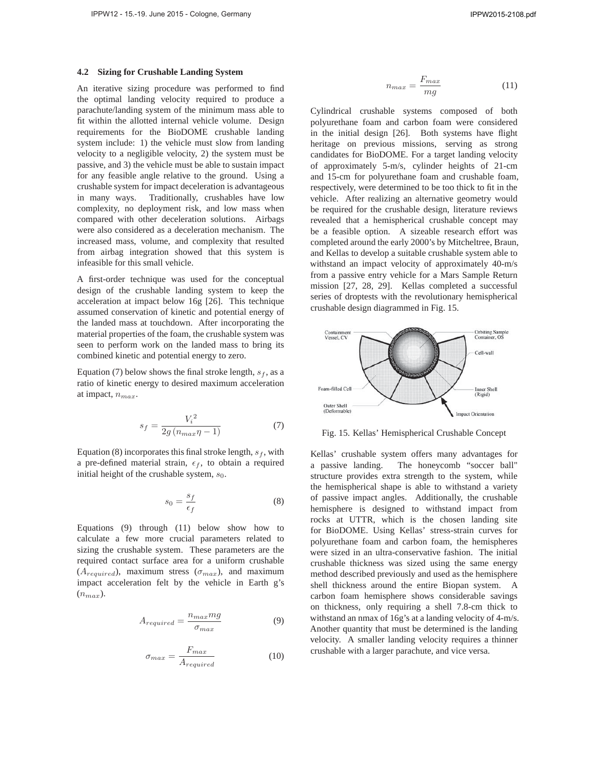### 4.2 Sizing for Crushable Landing System

An iterative sizing procedure was performed to find the optimal landing velocity required to produce a parachute/landing system of the minimum mass able to fit within the allotted internal vehicle volume. Design requirements for the BioDOME crushable landing system include: 1) the vehicle must slow from landing velocity to a negligible velocity, 2) the system must be passive, and 3) the vehicle must be able to sustain impact for any feasible angle relative to the ground. Using a crushable system for impact deceleration is advantageous in many ways. Traditionally, crushables have low complexity, no deployment risk, and low mass when compared with other deceleration solutions. Airbags were also considered as a deceleration mechanism. The increased mass, volume, and complexity that resulted from airbag integration showed that this system is infeasible for this small vehicle.

A first-order technique was used for the conceptual design of the crushable landing system to keep the acceleration at impact below 16g [26]. This technique assumed conservation of kinetic and potential energy of the landed mass at touchdown. After incorporating the material properties of the foam, the crushable system was seen to perform work on the landed mass to bring its combined kinetic and potential energy to zero.

Equation (7) below shows the final stroke length, $s_f$, as a ratio of kinetic energy to desired maximum acceleration at impact, $n_{max}$.

$$s_f = \frac{{V_i}^2}{2g\,(n_{max}\eta - 1)} \tag{7}$$

Equation (8) incorporates this final stroke length, $s_f$, with a pre-defined material strain, $\epsilon_f$, to obtain a required initial height of the crushable system, $s_0$.

$$s_0 = \frac{s_f}{\epsilon_f} \tag{8}$$

Equations (9) through (11) below show how to calculate a few more crucial parameters related to sizing the crushable system. These parameters are the required contact surface area for a uniform crushable ($A_{required}$), maximum stress ($\sigma_{max}$), and maximum impact acceleration felt by the vehicle in Earth g's ($n_{max}$).

$$A_{required} = \frac{n_{max} m g}{\sigma_{max}} \tag{9}$$

$$\sigma_{max} = \frac{F_{max}}{A_{required}} \tag{10}$$

$$n_{max} = \frac{F_{max}}{mg} \tag{11}$$

Cylindrical crushable systems composed of both polyurethane foam and carbon foam were considered in the initial design [26]. Both systems have flight heritage on previous missions, serving as strong candidates for BioDOME. For a target landing velocity of approximately 5-m/s, cylinder heights of 21-cm and 15-cm for polyurethane foam and crushable foam, respectively, were determined to be too thick to fit in the vehicle. After realizing an alternative geometry would be required for the crushable design, literature reviews revealed that a hemispherical crushable concept may be a feasible option. A sizeable research effort was completed around the early 2000's by Mitcheltree, Braun, and Kellas to develop a suitable crushable system able to withstand an impact velocity of approximately 40-m/s from a passive entry vehicle for a Mars Sample Return mission [27, 28, 29]. Kellas completed a successful series of droptests with the revolutionary hemispherical crushable design diagrammed in Fig. 15.

Fig. 15. Kellas' Hemispherical Crushable Concept

Kellas' crushable system offers many advantages for a passive landing. The honeycomb "soccer ball" structure provides extra strength to the system, while the hemispherical shape is able to withstand a variety of passive impact angles. Additionally, the crushable hemisphere is designed to withstand impact from rocks at UTTR, which is the chosen landing site for BioDOME. Using Kellas' stress-strain curves for polyurethane foam and carbon foam, the hemispheres were sized in an ultra-conservative fashion. The initial crushable thickness was sized using the same energy method described previously and used as the hemisphere shell thickness around the entire Biopan system. A carbon foam hemisphere shows considerable savings on thickness, only requiring a shell 7.8-cm thick to withstand an nmax of 16g's at a landing velocity of 4-m/s. Another quantity that must be determined is the landing velocity. A smaller landing velocity requires a thinner crushable with a larger parachute, and vice versa.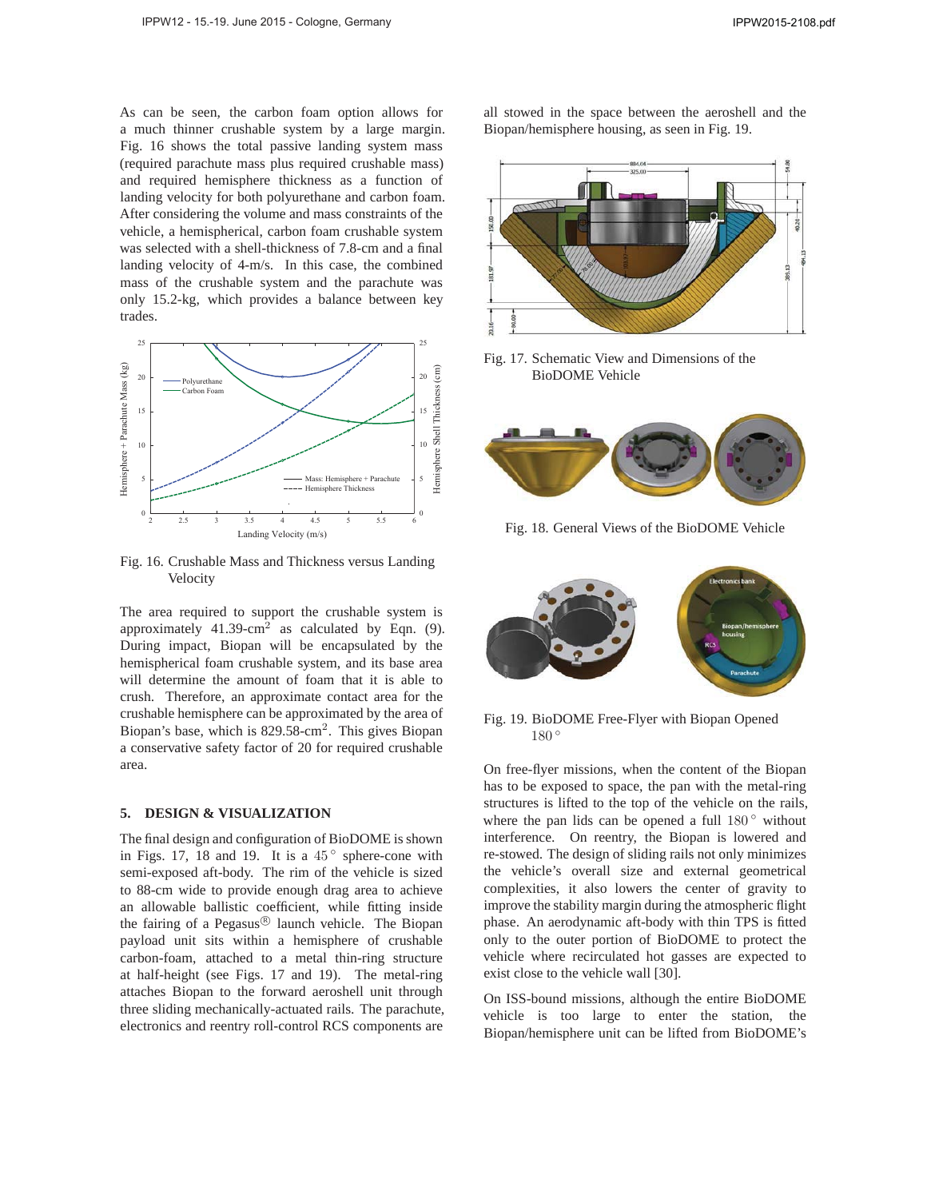As can be seen, the carbon foam option allows for a much thinner crushable system by a large margin. Fig. 16 shows the total passive landing system mass (required parachute mass plus required crushable mass) and required hemisphere thickness as a function of landing velocity for both polyurethane and carbon foam. After considering the volume and mass constraints of the vehicle, a hemispherical, carbon foam crushable system was selected with a shell-thickness of 7.8-cm and a final landing velocity of 4-m/s. In this case, the combined mass of the crushable system and the parachute was only 15.2-kg, which provides a balance between key trades.

Fig. 16. Crushable Mass and Thickness versus Landing Velocity

The area required to support the crushable system is approximately 41.39-cm$^2$ as calculated by Eqn. (9). During impact, Biopan will be encapsulated by the hemispherical foam crushable system, and its base area will determine the amount of foam that it is able to crush. Therefore, an approximate contact area for the crushable hemisphere can be approximated by the area of Biopan's base, which is 829.58-cm$^2$. This gives Biopan a conservative safety factor of 20 for required crushable area.

## 5. DESIGN & VISUALIZATION

The final design and configuration of BioDOME is shown in Figs. 17, 18 and 19. It is a $45^\circ$ sphere-cone with semi-exposed aft-body. The rim of the vehicle is sized to 88-cm wide to provide enough drag area to achieve an allowable ballistic coefficient, while fitting inside the fairing of a Pegasus® launch vehicle. The Biopan payload unit sits within a hemisphere of crushable carbon-foam, attached to a metal thin-ring structure at half-height (see Figs. 17 and 19). The metal-ring attaches Biopan to the forward aeroshell unit through three sliding mechanically-actuated rails. The parachute, electronics and reentry roll-control RCS components are all stowed in the space between the aeroshell and the Biopan/hemisphere housing, as seen in Fig. 19.

Fig. 17. Schematic View and Dimensions of the BioDOME Vehicle

Fig. 18. General Views of the BioDOME Vehicle

Fig. 19. BioDOME Free-Flyer with Biopan Opened $180^\circ$

On free-flyer missions, when the content of the Biopan has to be exposed to space, the pan with the metal-ring structures is lifted to the top of the vehicle on the rails, where the pan lids can be opened a full $180^\circ$ without interference. On reentry, the Biopan is lowered and re-stowed. The design of sliding rails not only minimizes the vehicle's overall size and external geometrical complexities, it also lowers the center of gravity to improve the stability margin during the atmospheric flight phase. An aerodynamic aft-body with thin TPS is fitted only to the outer portion of BioDOME to protect the vehicle where recirculated hot gasses are expected to exist close to the vehicle wall [30].

On ISS-bound missions, although the entire BioDOME vehicle is too large to enter the station, the Biopan/hemisphere unit can be lifted from BioDOME's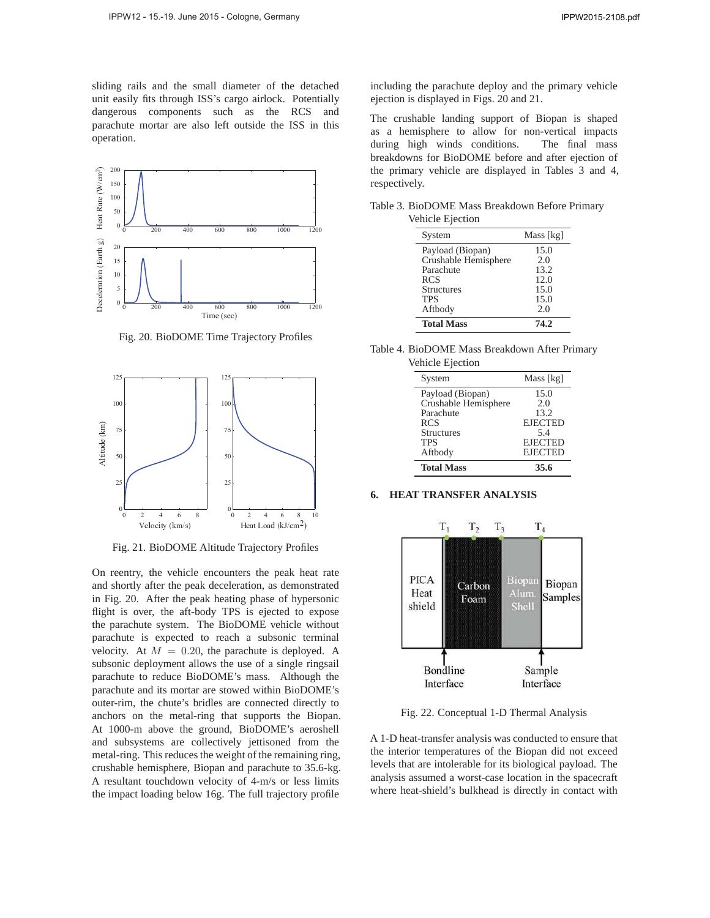sliding rails and the small diameter of the detached unit easily fits through ISS's cargo airlock. Potentially dangerous components such as the RCS and parachute mortar are also left outside the ISS in this operation.

Fig. 20. BioDOME Time Trajectory Profiles

Fig. 21. BioDOME Altitude Trajectory Profiles

On reentry, the vehicle encounters the peak heat rate and shortly after the peak deceleration, as demonstrated in Fig. 20. After the peak heating phase of hypersonic flight is over, the aft-body TPS is ejected to expose the parachute system. The BioDOME vehicle without parachute is expected to reach a subsonic terminal velocity. At $M = 0.20$, the parachute is deployed. A subsonic deployment allows the use of a single ringsail parachute to reduce BioDOME's mass. Although the parachute and its mortar are stowed within BioDOME's outer-rim, the chute's bridles are connected directly to anchors on the metal-ring that supports the Biopan. At 1000-m above the ground, BioDOME's aeroshell and subsystems are collectively jettisoned from the metal-ring. This reduces the weight of the remaining ring, crushable hemisphere, Biopan and parachute to 35.6-kg. A resultant touchdown velocity of 4-m/s or less limits the impact loading below 16g. The full trajectory profile including the parachute deploy and the primary vehicle ejection is displayed in Figs. 20 and 21.

The crushable landing support of Biopan is shaped as a hemisphere to allow for non-vertical impacts during high winds conditions. The final mass breakdowns for BioDOME before and after ejection of the primary vehicle are displayed in Tables 3 and 4, respectively.

Table 3. BioDOME Mass Breakdown Before Primary Vehicle Ejection

| System | Mass [kg] |
|---|---|
| Payload (Biopan) | 15.0 |
| Crushable Hemisphere | 2.0 |
| Parachute | 13.2 |
| RCS | 12.0 |
| Structures | 15.0 |
| TPS | 15.0 |
| Aftbody | 2.0 |
| **Total Mass** | **74.2** |

Table 4. BioDOME Mass Breakdown After Primary Vehicle Ejection

| System | Mass [kg] |
|---|---|
| Payload (Biopan) | 15.0 |
| Crushable Hemisphere | 2.0 |
| Parachute | 13.2 |
| RCS | EJECTED |
| Structures | 5.4 |
| TPS | EJECTED |
| Aftbody | EJECTED |
| **Total Mass** | **35.6** |

## 6. HEAT TRANSFER ANALYSIS

Fig. 22. Conceptual 1-D Thermal Analysis

A 1-D heat-transfer analysis was conducted to ensure that the interior temperatures of the Biopan did not exceed levels that are intolerable for its biological payload. The analysis assumed a worst-case location in the spacecraft where heat-shield's bulkhead is directly in contact with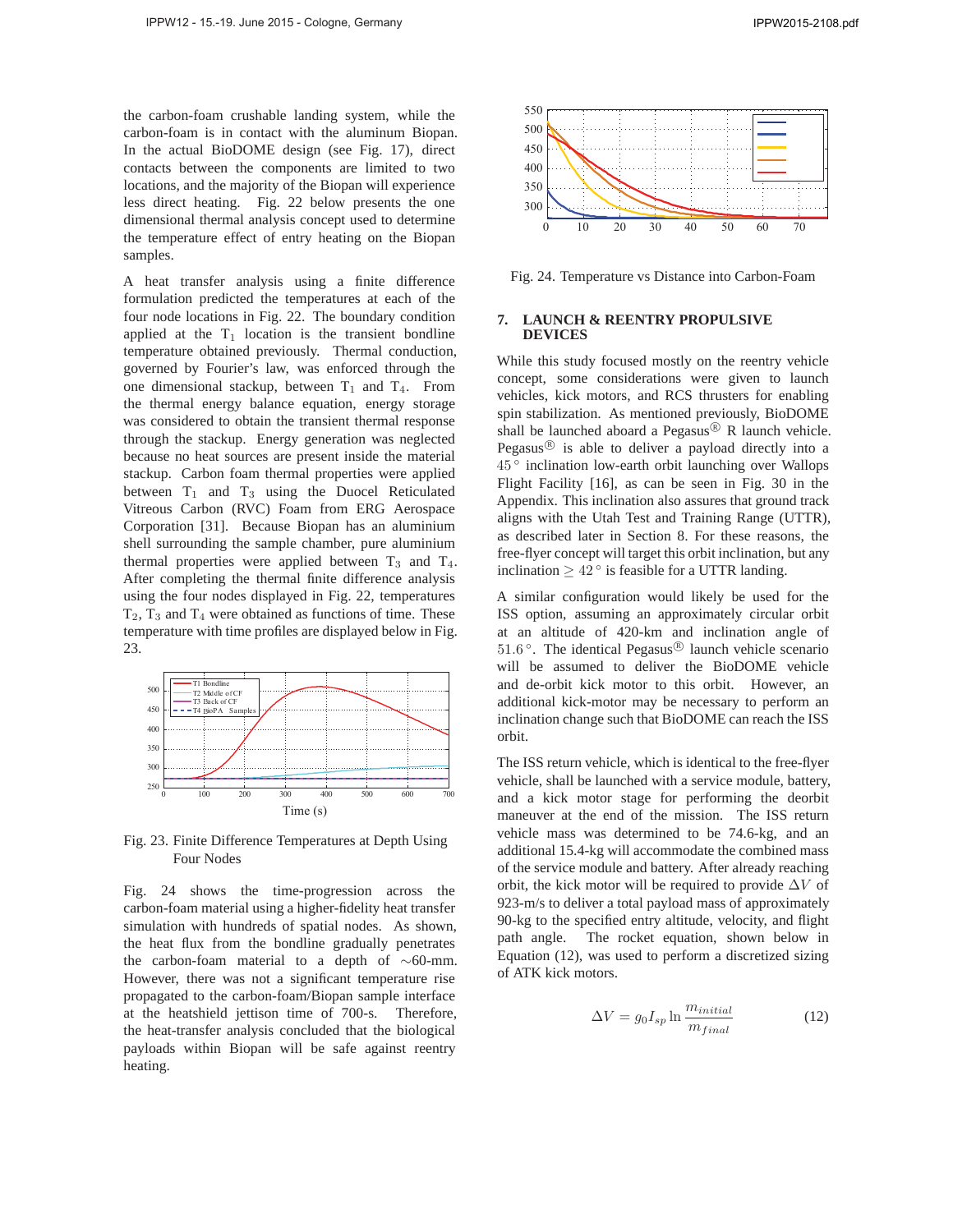the carbon-foam crushable landing system, while the carbon-foam is in contact with the aluminum Biopan. In the actual BioDOME design (see Fig. 17), direct contacts between the components are limited to two locations, and the majority of the Biopan will experience less direct heating. Fig. 22 below presents the one dimensional thermal analysis concept used to determine the temperature effect of entry heating on the Biopan samples.

A heat transfer analysis using a finite difference formulation predicted the temperatures at each of the four node locations in Fig. 22. The boundary condition applied at the $T_1$ location is the transient bondline temperature obtained previously. Thermal conduction, governed by Fourier's law, was enforced through the one dimensional stackup, between $T_1$ and $T_4$. From the thermal energy balance equation, energy storage was considered to obtain the transient thermal response through the stackup. Energy generation was neglected because no heat sources are present inside the material stackup. Carbon foam thermal properties were applied between $T_1$ and $T_3$ using the Duocel Reticulated Vitreous Carbon (RVC) Foam from ERG Aerospace Corporation [31]. Because Biopan has an aluminium shell surrounding the sample chamber, pure aluminium thermal properties were applied between $T_3$ and $T_4$. After completing the thermal finite difference analysis using the four nodes displayed in Fig. 22, temperatures $T_2$, $T_3$ and $T_4$ were obtained as functions of time. These temperature with time profiles are displayed below in Fig. 23.

Fig. 23. Finite Difference Temperatures at Depth Using Four Nodes

Fig. 24 shows the time-progression across the carbon-foam material using a higher-fidelity heat transfer simulation with hundreds of spatial nodes. As shown, the heat flux from the bondline gradually penetrates the carbon-foam material to a depth of ∼60-mm. However, there was not a significant temperature rise propagated to the carbon-foam/Biopan sample interface at the heatshield jettison time of 700-s. Therefore, the heat-transfer analysis concluded that the biological payloads within Biopan will be safe against reentry heating.

Fig. 24. Temperature vs Distance into Carbon-Foam

## 7. LAUNCH & REENTRY PROPULSIVE DEVICES

While this study focused mostly on the reentry vehicle concept, some considerations were given to launch vehicles, kick motors, and RCS thrusters for enabling spin stabilization. As mentioned previously, BioDOME shall be launched aboard a Pegasus® R launch vehicle. Pegasus® is able to deliver a payload directly into a $45^\circ$ inclination low-earth orbit launching over Wallops Flight Facility [16], as can be seen in Fig. 30 in the Appendix. This inclination also assures that ground track aligns with the Utah Test and Training Range (UTTR), as described later in Section 8. For these reasons, the free-flyer concept will target this orbit inclination, but any inclination $\geq 42^\circ$ is feasible for a UTTR landing.

A similar configuration would likely be used for the ISS option, assuming an approximately circular orbit at an altitude of 420-km and inclination angle of $51.6^\circ$. The identical Pegasus® launch vehicle scenario will be assumed to deliver the BioDOME vehicle and de-orbit kick motor to this orbit. However, an additional kick-motor may be necessary to perform an inclination change such that BioDOME can reach the ISS orbit.

The ISS return vehicle, which is identical to the free-flyer vehicle, shall be launched with a service module, battery, and a kick motor stage for performing the deorbit maneuver at the end of the mission. The ISS return vehicle mass was determined to be 74.6-kg, and an additional 15.4-kg will accommodate the combined mass of the service module and battery. After already reaching orbit, the kick motor will be required to provide $\Delta V$ of 923-m/s to deliver a total payload mass of approximately 90-kg to the specified entry altitude, velocity, and flight path angle. The rocket equation, shown below in Equation (12), was used to perform a discretized sizing of ATK kick motors.

$$\Delta V = g_0 I_{sp} \ln \frac{m_{initial}}{m_{final}} \tag{12}$$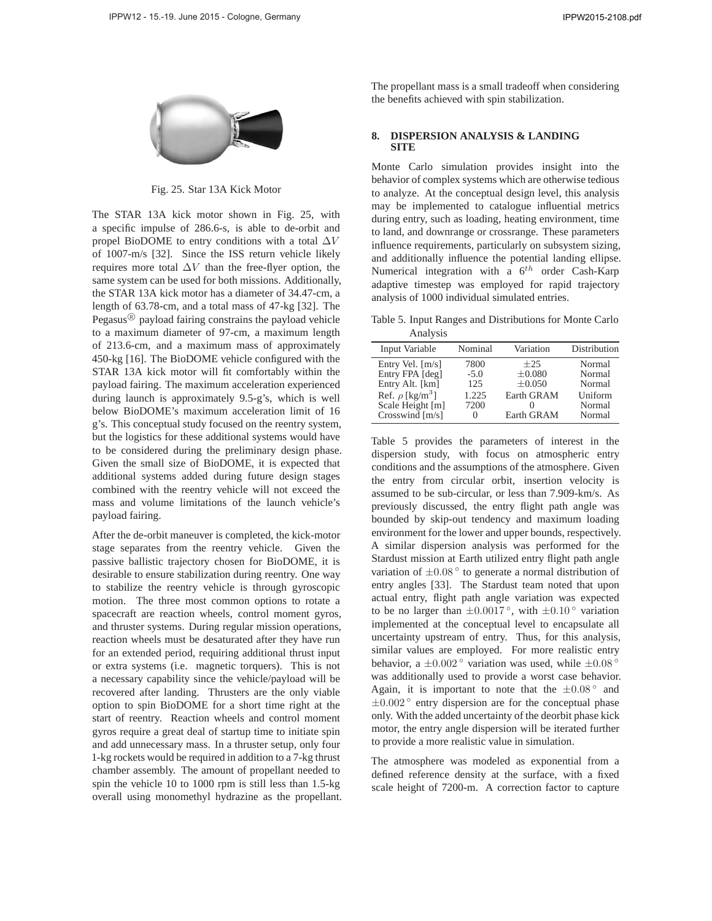Fig. 25. Star 13A Kick Motor

The STAR 13A kick motor shown in Fig. 25, with a specific impulse of 286.6-s, is able to de-orbit and propel BioDOME to entry conditions with a total $\Delta V$ of 1007-m/s [32]. Since the ISS return vehicle likely requires more total $\Delta V$ than the free-flyer option, the same system can be used for both missions. Additionally, the STAR 13A kick motor has a diameter of 34.47-cm, a length of 63.78-cm, and a total mass of 47-kg [32]. The Pegasus® payload fairing constrains the payload vehicle to a maximum diameter of 97-cm, a maximum length of 213.6-cm, and a maximum mass of approximately 450-kg [16]. The BioDOME vehicle configured with the STAR 13A kick motor will fit comfortably within the payload fairing. The maximum acceleration experienced during launch is approximately 9.5-g's, which is well below BioDOME's maximum acceleration limit of 16 g's. This conceptual study focused on the reentry system, but the logistics for these additional systems would have to be considered during the preliminary design phase. Given the small size of BioDOME, it is expected that additional systems added during future design stages combined with the reentry vehicle will not exceed the mass and volume limitations of the launch vehicle's payload fairing.

After the de-orbit maneuver is completed, the kick-motor stage separates from the reentry vehicle. Given the passive ballistic trajectory chosen for BioDOME, it is desirable to ensure stabilization during reentry. One way to stabilize the reentry vehicle is through gyroscopic motion. The three most common options to rotate a spacecraft are reaction wheels, control moment gyros, and thruster systems. During regular mission operations, reaction wheels must be desaturated after they have run for an extended period, requiring additional thrust input or extra systems (i.e. magnetic torquers). This is not a necessary capability since the vehicle/payload will be recovered after landing. Thrusters are the only viable option to spin BioDOME for a short time right at the start of reentry. Reaction wheels and control moment gyros require a great deal of startup time to initiate spin and add unnecessary mass. In a thruster setup, only four 1-kg rockets would be required in addition to a 7-kg thrust chamber assembly. The amount of propellant needed to spin the vehicle 10 to 1000 rpm is still less than 1.5-kg overall using monomethyl hydrazine as the propellant. The propellant mass is a small tradeoff when considering the benefits achieved with spin stabilization.

## 8. DISPERSION ANALYSIS & LANDING SITE

Monte Carlo simulation provides insight into the behavior of complex systems which are otherwise tedious to analyze. At the conceptual design level, this analysis may be implemented to catalogue influential metrics during entry, such as loading, heating environment, time to land, and downrange or crossrange. These parameters influence requirements, particularly on subsystem sizing, and additionally influence the potential landing ellipse. Numerical integration with a $6^{th}$ order Cash-Karp adaptive timestep was employed for rapid trajectory analysis of 1000 individual simulated entries.

Table 5. Input Ranges and Distributions for Monte Carlo Analysis

| Input Variable | Nominal | Variation | Distribution |
|---|---|---|---|
| Entry Vel. [m/s] | 7800 | $\pm 25$ | Normal |
| Entry FPA [deg] | -5.0 | $\pm 0.080$ | Normal |
| Entry Alt. [km] | 125 | $\pm 0.050$ | Normal |
| Ref. $\rho$ [kg/m$^3$] | 1.225 | Earth GRAM | Uniform |
| Scale Height [m] | 7200 | 0 | Normal |
| Crosswind [m/s] | 0 | Earth GRAM | Normal |

Table 5 provides the parameters of interest in the dispersion study, with focus on atmospheric entry conditions and the assumptions of the atmosphere. Given the entry from circular orbit, insertion velocity is assumed to be sub-circular, or less than 7.909-km/s. As previously discussed, the entry flight path angle was bounded by skip-out tendency and maximum loading environment for the lower and upper bounds, respectively. A similar dispersion analysis was performed for the Stardust mission at Earth utilized entry flight path angle variation of $\pm 0.08^\circ$ to generate a normal distribution of entry angles [33]. The Stardust team noted that upon actual entry, flight path angle variation was expected to be no larger than $\pm 0.0017^\circ$, with $\pm 0.10^\circ$ variation implemented at the conceptual level to encapsulate all uncertainty upstream of entry. Thus, for this analysis, similar values are employed. For more realistic entry behavior, a $\pm 0.002^\circ$ variation was used, while $\pm 0.08^\circ$ was additionally used to provide a worst case behavior. Again, it is important to note that the $\pm 0.08^\circ$ and $\pm 0.002^\circ$ entry dispersion are for the conceptual phase only. With the added uncertainty of the deorbit phase kick motor, the entry angle dispersion will be iterated further to provide a more realistic value in simulation.

The atmosphere was modeled as exponential from a defined reference density at the surface, with a fixed scale height of 7200-m. A correction factor to capture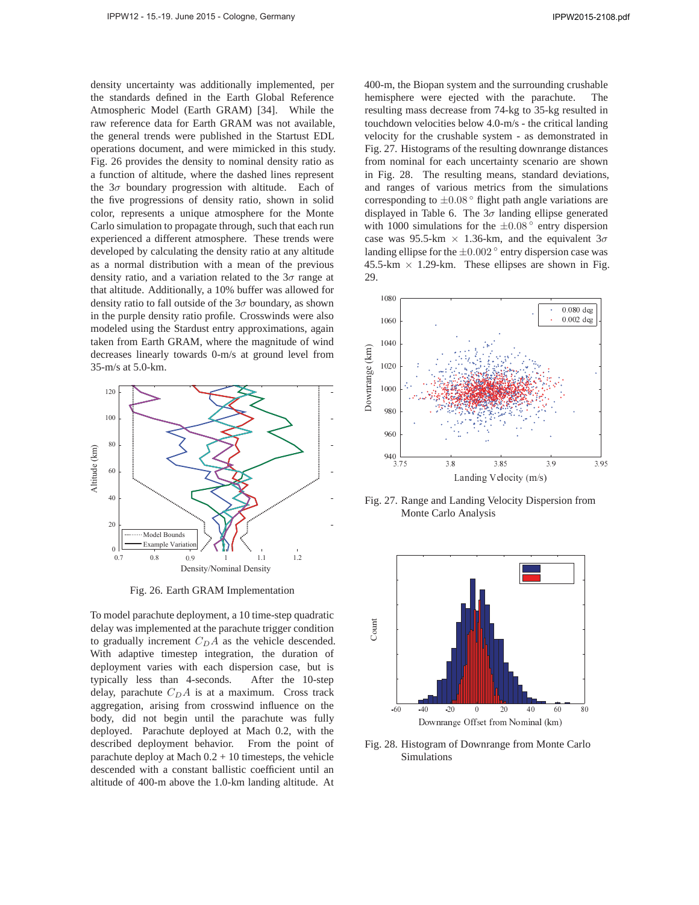density uncertainty was additionally implemented, per the standards defined in the Earth Global Reference Atmospheric Model (Earth GRAM) [34]. While the raw reference data for Earth GRAM was not available, the general trends were published in the Startust EDL operations document, and were mimicked in this study. Fig. 26 provides the density to nominal density ratio as a function of altitude, where the dashed lines represent the $3\sigma$ boundary progression with altitude. Each of the five progressions of density ratio, shown in solid color, represents a unique atmosphere for the Monte Carlo simulation to propagate through, such that each run experienced a different atmosphere. These trends were developed by calculating the density ratio at any altitude as a normal distribution with a mean of the previous density ratio, and a variation related to the $3\sigma$ range at that altitude. Additionally, a 10% buffer was allowed for density ratio to fall outside of the $3\sigma$ boundary, as shown in the purple density ratio profile. Crosswinds were also modeled using the Stardust entry approximations, again taken from Earth GRAM, where the magnitude of wind decreases linearly towards 0-m/s at ground level from 35-m/s at 5.0-km.

Fig. 26. Earth GRAM Implementation

To model parachute deployment, a 10 time-step quadratic delay was implemented at the parachute trigger condition to gradually increment $C_D A$ as the vehicle descended. With adaptive timestep integration, the duration of deployment varies with each dispersion case, but is typically less than 4-seconds. After the 10-step delay, parachute $C_D A$ is at a maximum. Cross track aggregation, arising from crosswind influence on the body, did not begin until the parachute was fully deployed. Parachute deployed at Mach 0.2, with the described deployment behavior. From the point of parachute deploy at Mach 0.2 + 10 timesteps, the vehicle descended with a constant ballistic coefficient until an altitude of 400-m above the 1.0-km landing altitude. At 400-m, the Biopan system and the surrounding crushable hemisphere were ejected with the parachute. The resulting mass decrease from 74-kg to 35-kg resulted in touchdown velocities below 4.0-m/s - the critical landing velocity for the crushable system - as demonstrated in Fig. 27. Histograms of the resulting downrange distances from nominal for each uncertainty scenario are shown in Fig. 28. The resulting means, standard deviations, and ranges of various metrics from the simulations corresponding to $\pm 0.08°$ flight path angle variations are displayed in Table 6. The $3\sigma$ landing ellipse generated with 1000 simulations for the $\pm 0.08°$ entry dispersion case was 95.5-km $\times$ 1.36-km, and the equivalent $3\sigma$ landing ellipse for the $\pm 0.002°$ entry dispersion case was 45.5-km $\times$ 1.29-km. These ellipses are shown in Fig. 29.

Fig. 27. Range and Landing Velocity Dispersion from Monte Carlo Analysis

Fig. 28. Histogram of Downrange from Monte Carlo Simulations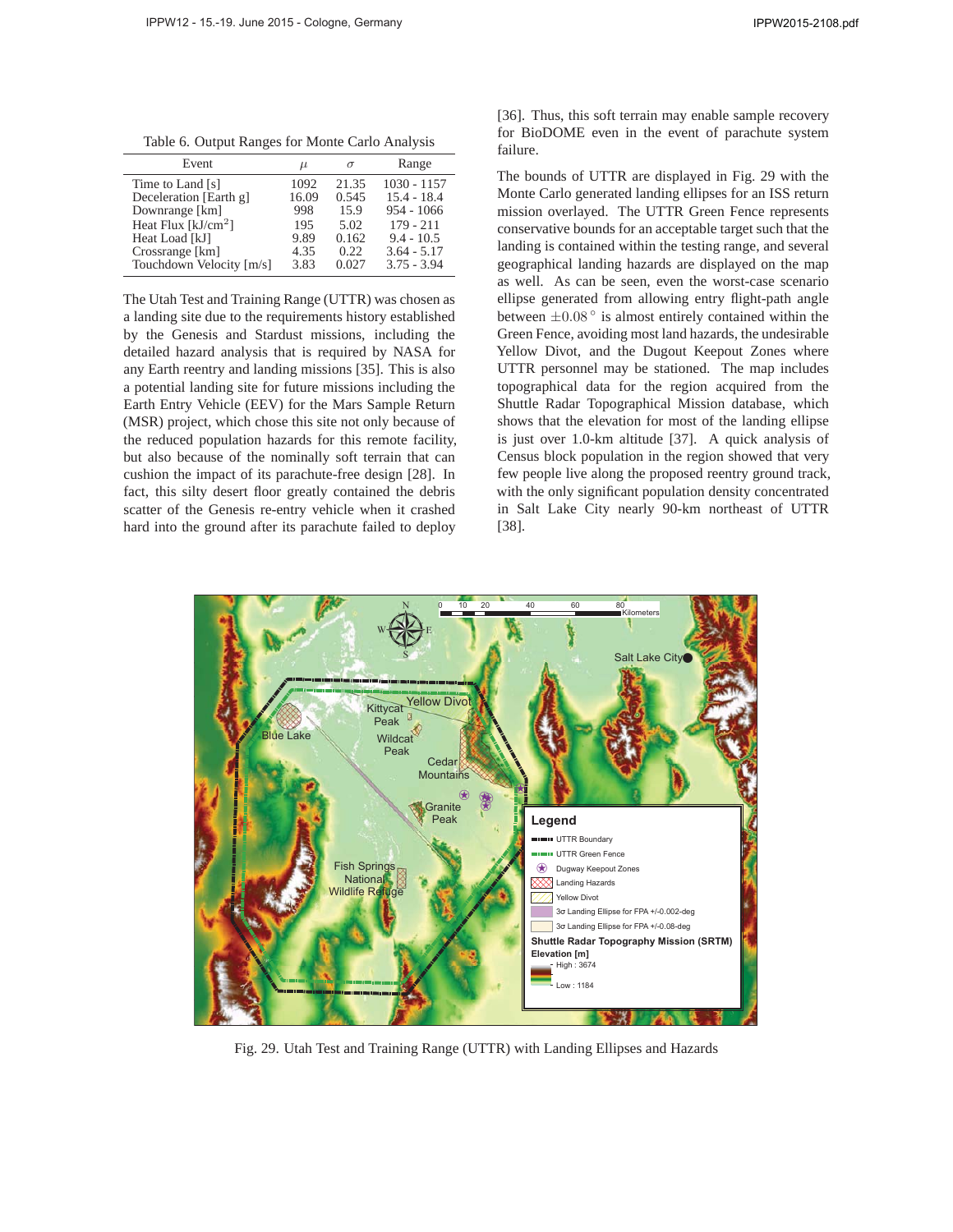Table 6. Output Ranges for Monte Carlo Analysis

| Event | $\mu$ | $\sigma$ | Range |
|---|---|---|---|
| Time to Land [s] | 1092 | 21.35 | 1030 - 1157 |
| Deceleration [Earth g] | 16.09 | 0.545 | 15.4 - 18.4 |
| Downrange [km] | 998 | 15.9 | 954 - 1066 |
| Heat Flux [kJ/cm$^2$] | 195 | 5.02 | 179 - 211 |
| Heat Load [kJ] | 9.89 | 0.162 | 9.4 - 10.5 |
| Crossrange [km] | 4.35 | 0.22 | 3.64 - 5.17 |
| Touchdown Velocity [m/s] | 3.83 | 0.027 | 3.75 - 3.94 |

The Utah Test and Training Range (UTTR) was chosen as a landing site due to the requirements history established by the Genesis and Stardust missions, including the detailed hazard analysis that is required by NASA for any Earth reentry and landing missions [35]. This is also a potential landing site for future missions including the Earth Entry Vehicle (EEV) for the Mars Sample Return (MSR) project, which chose this site not only because of the reduced population hazards for this remote facility, but also because of the nominally soft terrain that can cushion the impact of its parachute-free design [28]. In fact, this silty desert floor greatly contained the debris scatter of the Genesis re-entry vehicle when it crashed hard into the ground after its parachute failed to deploy [36]. Thus, this soft terrain may enable sample recovery for BioDOME even in the event of parachute system failure.

The bounds of UTTR are displayed in Fig. 29 with the Monte Carlo generated landing ellipses for an ISS return mission overlayed. The UTTR Green Fence represents conservative bounds for an acceptable target such that the landing is contained within the testing range, and several geographical landing hazards are displayed on the map as well. As can be seen, even the worst-case scenario ellipse generated from allowing entry flight-path angle between $\pm 0.08^\circ$ is almost entirely contained within the Green Fence, avoiding most land hazards, the undesirable Yellow Divot, and the Dugout Keepout Zones where UTTR personnel may be stationed. The map includes topographical data for the region acquired from the Shuttle Radar Topographical Mission database, which shows that the elevation for most of the landing ellipse is just over 1.0-km altitude [37]. A quick analysis of Census block population in the region showed that very few people live along the proposed reentry ground track, with the only significant population density concentrated in Salt Lake City nearly 90-km northeast of UTTR [38].

Fig. 29. Utah Test and Training Range (UTTR) with Landing Ellipses and Hazards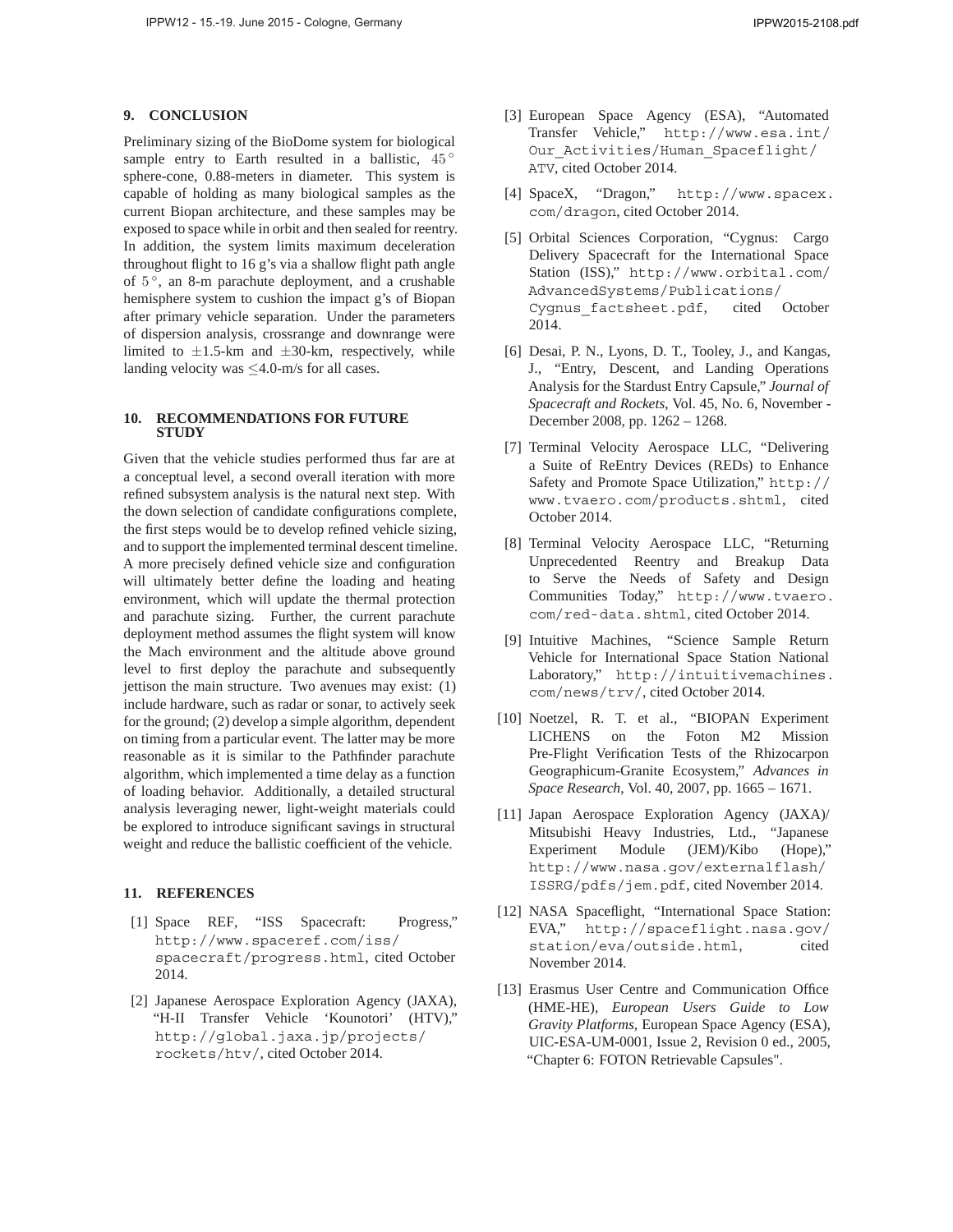## 9. CONCLUSION

Preliminary sizing of the BioDome system for biological sample entry to Earth resulted in a ballistic, $45°$ sphere-cone, 0.88-meters in diameter. This system is capable of holding as many biological samples as the current Biopan architecture, and these samples may be exposed to space while in orbit and then sealed for reentry. In addition, the system limits maximum deceleration throughout flight to 16 g's via a shallow flight path angle of $5°$, an 8-m parachute deployment, and a crushable hemisphere system to cushion the impact g's of Biopan after primary vehicle separation. Under the parameters of dispersion analysis, crossrange and downrange were limited to $\pm$1.5-km and $\pm$30-km, respectively, while landing velocity was $\leq$4.0-m/s for all cases.

## 10. RECOMMENDATIONS FOR FUTURE STUDY

Given that the vehicle studies performed thus far are at a conceptual level, a second overall iteration with more refined subsystem analysis is the natural next step. With the down selection of candidate configurations complete, the first steps would be to develop refined vehicle sizing, and to support the implemented terminal descent timeline. A more precisely defined vehicle size and configuration will ultimately better define the loading and heating environment, which will update the thermal protection and parachute sizing. Further, the current parachute deployment method assumes the flight system will know the Mach environment and the altitude above ground level to first deploy the parachute and subsequently jettison the main structure. Two avenues may exist: (1) include hardware, such as radar or sonar, to actively seek for the ground; (2) develop a simple algorithm, dependent on timing from a particular event. The latter may be more reasonable as it is similar to the Pathfinder parachute algorithm, which implemented a time delay as a function of loading behavior. Additionally, a detailed structural analysis leveraging newer, light-weight materials could be explored to introduce significant savings in structural weight and reduce the ballistic coefficient of the vehicle.

## 11. REFERENCES

[1] Space REF, "ISS Spacecraft: Progress," http://www.spaceref.com/iss/spacecraft/progress.html, cited October 2014.

[2] Japanese Aerospace Exploration Agency (JAXA), "H-II Transfer Vehicle 'Kounotori' (HTV)," http://global.jaxa.jp/projects/rockets/htv/, cited October 2014.

[3] European Space Agency (ESA), "Automated Transfer Vehicle," http://www.esa.int/Our_Activities/Human_Spaceflight/ATV, cited October 2014.

[4] SpaceX, "Dragon," http://www.spacex.com/dragon, cited October 2014.

[5] Orbital Sciences Corporation, "Cygnus: Cargo Delivery Spacecraft for the International Space Station (ISS)," http://www.orbital.com/AdvancedSystems/Publications/Cygnus_factsheet.pdf, cited October 2014.

[6] Desai, P. N., Lyons, D. T., Tooley, J., and Kangas, J., "Entry, Descent, and Landing Operations Analysis for the Stardust Entry Capsule," *Journal of Spacecraft and Rockets*, Vol. 45, No. 6, November - December 2008, pp. 1262 – 1268.

[7] Terminal Velocity Aerospace LLC, "Delivering a Suite of ReEntry Devices (REDs) to Enhance Safety and Promote Space Utilization," http://www.tvaero.com/products.shtml, cited October 2014.

[8] Terminal Velocity Aerospace LLC, "Returning Unprecedented Reentry and Breakup Data to Serve the Needs of Safety and Design Communities Today," http://www.tvaero.com/red-data.shtml, cited October 2014.

[9] Intuitive Machines, "Science Sample Return Vehicle for International Space Station National Laboratory," http://intuitivemachines.com/news/trv/, cited October 2014.

[10] Noetzel, R. T. et al., "BIOPAN Experiment LICHENS on the Foton M2 Mission Pre-Flight Verification Tests of the Rhizocarpon Geographicum-Granite Ecosystem," *Advances in Space Research*, Vol. 40, 2007, pp. 1665 – 1671.

[11] Japan Aerospace Exploration Agency (JAXA)/Mitsubishi Heavy Industries, Ltd., "Japanese Experiment Module (JEM)/Kibo (Hope)," http://www.nasa.gov/externalflash/ISSRG/pdfs/jem.pdf, cited November 2014.

[12] NASA Spaceflight, "International Space Station: EVA," http://spaceflight.nasa.gov/station/eva/outside.html, cited November 2014.

[13] Erasmus User Centre and Communication Office (HME-HE), *European Users Guide to Low Gravity Platforms*, European Space Agency (ESA), UIC-ESA-UM-0001, Issue 2, Revision 0 ed., 2005, "Chapter 6: FOTON Retrievable Capsules".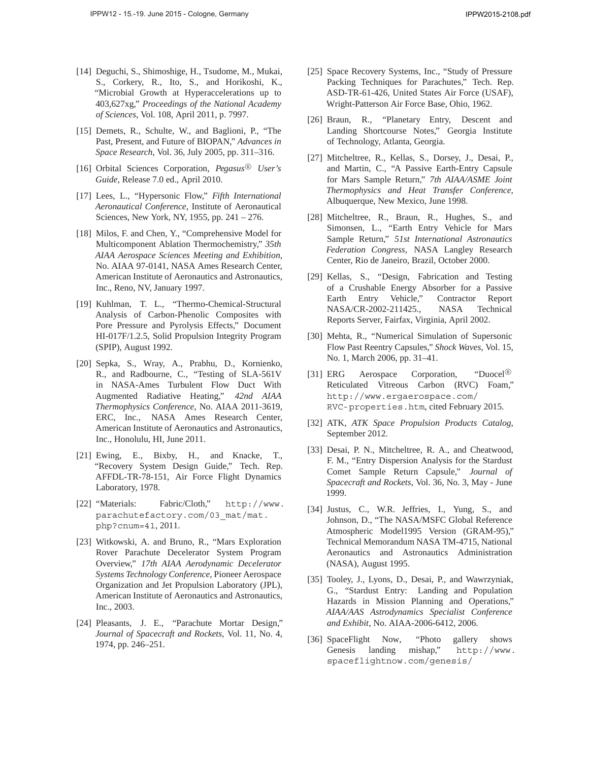[14] Deguchi, S., Shimoshige, H., Tsudome, M., Mukai, S., Corkery, R., Ito, S., and Horikoshi, K., "Microbial Growth at Hyperaccelerations up to 403,627xg," *Proceedings of the National Academy of Sciences*, Vol. 108, April 2011, p. 7997.

[15] Demets, R., Schulte, W., and Baglioni, P., "The Past, Present, and Future of BIOPAN," *Advances in Space Research*, Vol. 36, July 2005, pp. 311–316.

[16] Orbital Sciences Corporation, *Pegasus® User's Guide*, Release 7.0 ed., April 2010.

[17] Lees, L., "Hypersonic Flow," *Fifth International Aeronautical Conference*, Institute of Aeronautical Sciences, New York, NY, 1955, pp. 241 – 276.

[18] Milos, F. and Chen, Y., "Comprehensive Model for Multicomponent Ablation Thermochemistry," *35th AIAA Aerospace Sciences Meeting and Exhibition*, No. AIAA 97-0141, NASA Ames Research Center, American Institute of Aeronautics and Astronautics, Inc., Reno, NV, January 1997.

[19] Kuhlman, T. L., "Thermo-Chemical-Structural Analysis of Carbon-Phenolic Composites with Pore Pressure and Pyrolysis Effects," Document HI-017F/1.2.5, Solid Propulsion Integrity Program (SPIP), August 1992.

[20] Sepka, S., Wray, A., Prabhu, D., Kornienko, R., and Radbourne, C., "Testing of SLA-561V in NASA-Ames Turbulent Flow Duct With Augmented Radiative Heating," *42nd AIAA Thermophysics Conference*, No. AIAA 2011-3619, ERC, Inc., NASA Ames Research Center, American Institute of Aeronautics and Astronautics, Inc., Honolulu, HI, June 2011.

[21] Ewing, E., Bixby, H., and Knacke, T., "Recovery System Design Guide," Tech. Rep. AFFDL-TR-78-151, Air Force Flight Dynamics Laboratory, 1978.

[22] "Materials: Fabric/Cloth," http://www.parachutefactory.com/03_mat/mat.php?cnum=41, 2011.

[23] Witkowski, A. and Bruno, R., "Mars Exploration Rover Parachute Decelerator System Program Overview," *17th AIAA Aerodynamic Decelerator Systems Technology Conference*, Pioneer Aerospace Organization and Jet Propulsion Laboratory (JPL), American Institute of Aeronautics and Astronautics, Inc., 2003.

[24] Pleasants, J. E., "Parachute Mortar Design," *Journal of Spacecraft and Rockets*, Vol. 11, No. 4, 1974, pp. 246–251.

[25] Space Recovery Systems, Inc., "Study of Pressure Packing Techniques for Parachutes," Tech. Rep. ASD-TR-61-426, United States Air Force (USAF), Wright-Patterson Air Force Base, Ohio, 1962.

[26] Braun, R., "Planetary Entry, Descent and Landing Shortcourse Notes," Georgia Institute of Technology, Atlanta, Georgia.

[27] Mitcheltree, R., Kellas, S., Dorsey, J., Desai, P., and Martin, C., "A Passive Earth-Entry Capsule for Mars Sample Return," *7th AIAA/ASME Joint Thermophysics and Heat Transfer Conference*, Albuquerque, New Mexico, June 1998.

[28] Mitcheltree, R., Braun, R., Hughes, S., and Simonsen, L., "Earth Entry Vehicle for Mars Sample Return," *51st International Astronautics Federation Congress*, NASA Langley Research Center, Rio de Janeiro, Brazil, October 2000.

[29] Kellas, S., "Design, Fabrication and Testing of a Crushable Energy Absorber for a Passive Earth Entry Vehicle," Contractor Report NASA/CR-2002-211425., NASA Technical Reports Server, Fairfax, Virginia, April 2002.

[30] Mehta, R., "Numerical Simulation of Supersonic Flow Past Reentry Capsules," *Shock Waves*, Vol. 15, No. 1, March 2006, pp. 31–41.

[31] ERG Aerospace Corporation, "Duocel® Reticulated Vitreous Carbon (RVC) Foam," http://www.ergaerospace.com/RVC-properties.htm, cited February 2015.

[32] ATK, *ATK Space Propulsion Products Catalog*, September 2012.

[33] Desai, P. N., Mitcheltree, R. A., and Cheatwood, F. M., "Entry Dispersion Analysis for the Stardust Comet Sample Return Capsule," *Journal of Spacecraft and Rockets*, Vol. 36, No. 3, May - June 1999.

[34] Justus, C., W.R. Jeffries, I., Yung, S., and Johnson, D., "The NASA/MSFC Global Reference Atmospheric Model1995 Version (GRAM-95)," Technical Memorandum NASA TM-4715, National Aeronautics and Astronautics Administration (NASA), August 1995.

[35] Tooley, J., Lyons, D., Desai, P., and Wawrzyniak, G., "Stardust Entry: Landing and Population Hazards in Mission Planning and Operations," *AIAA/AAS Astrodynamics Specialist Conference and Exhibit*, No. AIAA-2006-6412, 2006.

[36] SpaceFlight Now, "Photo gallery shows Genesis landing mishap," http://www.spaceflightnow.com/genesis/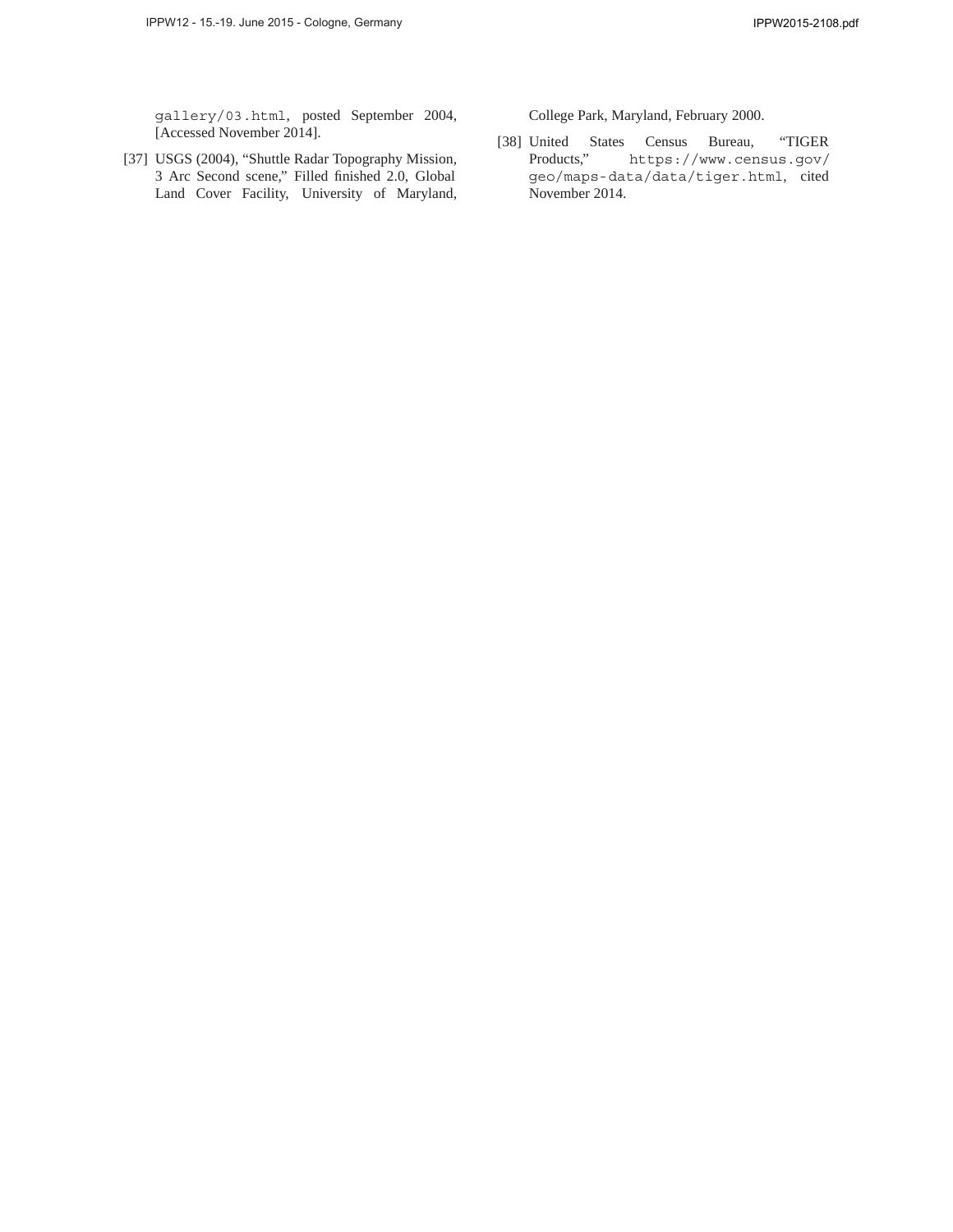gallery/03.html, posted September 2004, [Accessed November 2014].

[37] USGS (2004), "Shuttle Radar Topography Mission, 3 Arc Second scene," Filled finished 2.0, Global Land Cover Facility, University of Maryland, College Park, Maryland, February 2000.

[38] United States Census Bureau, "TIGER Products," https://www.census.gov/geo/maps-data/data/tiger.html, cited November 2014.